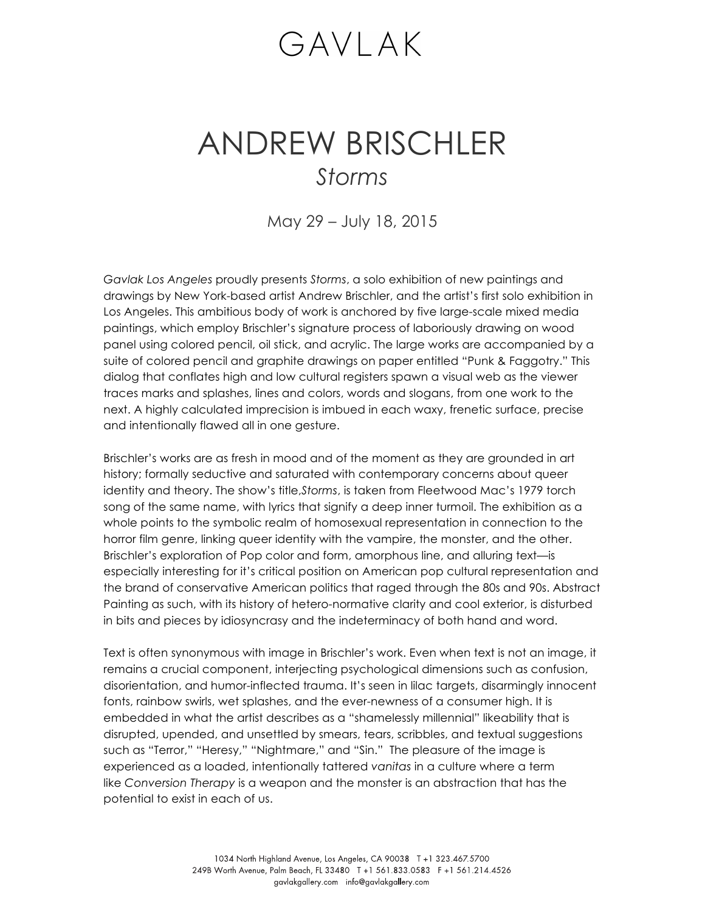# GAVLAK

# ANDREW BRISCHLER

## *Storms*

May 29 – July 18, 2015

*Gavlak Los Angeles* proudly presents *Storms*, a solo exhibition of new paintings and drawings by New York-based artist Andrew Brischler, and the artist's first solo exhibition in Los Angeles. This ambitious body of work is anchored by five large-scale mixed media paintings, which employ Brischler's signature process of laboriously drawing on wood panel using colored pencil, oil stick, and acrylic. The large works are accompanied by a suite of colored pencil and graphite drawings on paper entitled "Punk & Faggotry." This dialog that conflates high and low cultural registers spawn a visual web as the viewer traces marks and splashes, lines and colors, words and slogans, from one work to the next. A highly calculated imprecision is imbued in each waxy, frenetic surface, precise and intentionally flawed all in one gesture.

Brischler's works are as fresh in mood and of the moment as they are grounded in art history; formally seductive and saturated with contemporary concerns about queer identity and theory. The show's title,*Storms*, is taken from Fleetwood Mac's 1979 torch song of the same name, with lyrics that signify a deep inner turmoil. The exhibition as a whole points to the symbolic realm of homosexual representation in connection to the horror film genre, linking queer identity with the vampire, the monster, and the other. Brischler's exploration of Pop color and form, amorphous line, and alluring text—is especially interesting for it's critical position on American pop cultural representation and the brand of conservative American politics that raged through the 80s and 90s. Abstract Painting as such, with its history of hetero-normative clarity and cool exterior, is disturbed in bits and pieces by idiosyncrasy and the indeterminacy of both hand and word.

Text is often synonymous with image in Brischler's work. Even when text is not an image, it remains a crucial component, interjecting psychological dimensions such as confusion, disorientation, and humor-inflected trauma. It's seen in lilac targets, disarmingly innocent fonts, rainbow swirls, wet splashes, and the ever-newness of a consumer high. It is embedded in what the artist describes as a "shamelessly millennial" likeability that is disrupted, upended, and unsettled by smears, tears, scribbles, and textual suggestions such as "Terror," "Heresy," "Nightmare," and "Sin." The pleasure of the image is experienced as a loaded, intentionally tattered *vanitas* in a culture where a term like *Conversion Therapy* is a weapon and the monster is an abstraction that has the potential to exist in each of us.

1034 North Highland Avenue, Los Angeles, CA 90038 T +1 323.467.5700
249B Worth Avenue, Palm Beach, FL 33480 T +1 561.833.0583 F +1 561.214.4526
gavlakgallery.com info@gavlakgallery.com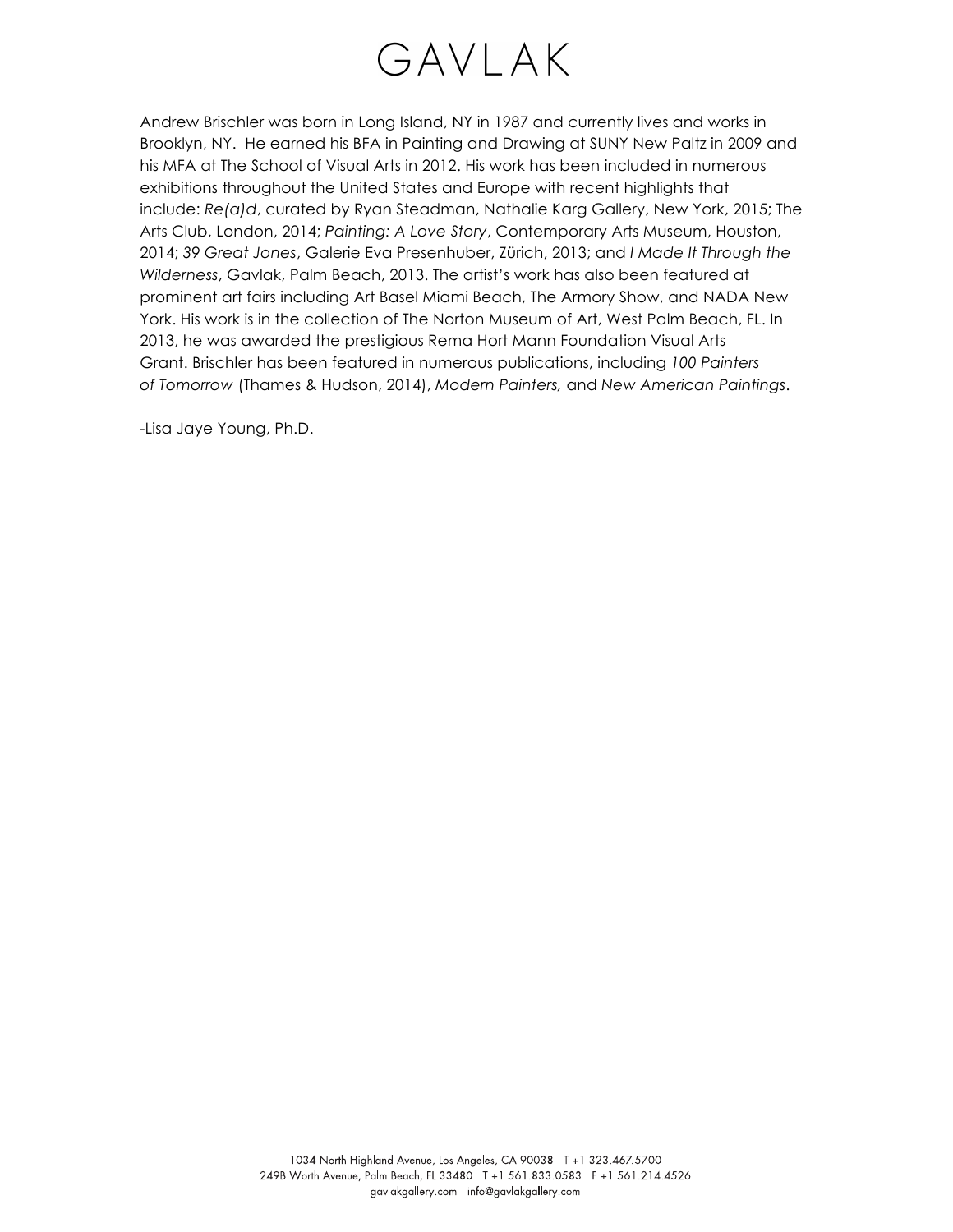Andrew Brischler was born in Long Island, NY in 1987 and currently lives and works in Brooklyn, NY. He earned his BFA in Painting and Drawing at SUNY New Paltz in 2009 and his MFA at The School of Visual Arts in 2012. His work has been included in numerous exhibitions throughout the United States and Europe with recent highlights that include: *Re(a)d*, curated by Ryan Steadman, Nathalie Karg Gallery, New York, 2015; The Arts Club, London, 2014; *Painting: A Love Story*, Contemporary Arts Museum, Houston, 2014; *39 Great Jones*, Galerie Eva Presenhuber, Zürich, 2013; and *I Made It Through the Wilderness*, Gavlak, Palm Beach, 2013. The artist's work has also been featured at prominent art fairs including Art Basel Miami Beach, The Armory Show, and NADA New York. His work is in the collection of The Norton Museum of Art, West Palm Beach, FL. In 2013, he was awarded the prestigious Rema Hort Mann Foundation Visual Arts Grant. Brischler has been featured in numerous publications, including *100 Painters of Tomorrow* (Thames & Hudson, 2014), *Modern Painters,* and *New American Paintings*.

-Lisa Jaye Young, Ph.D.